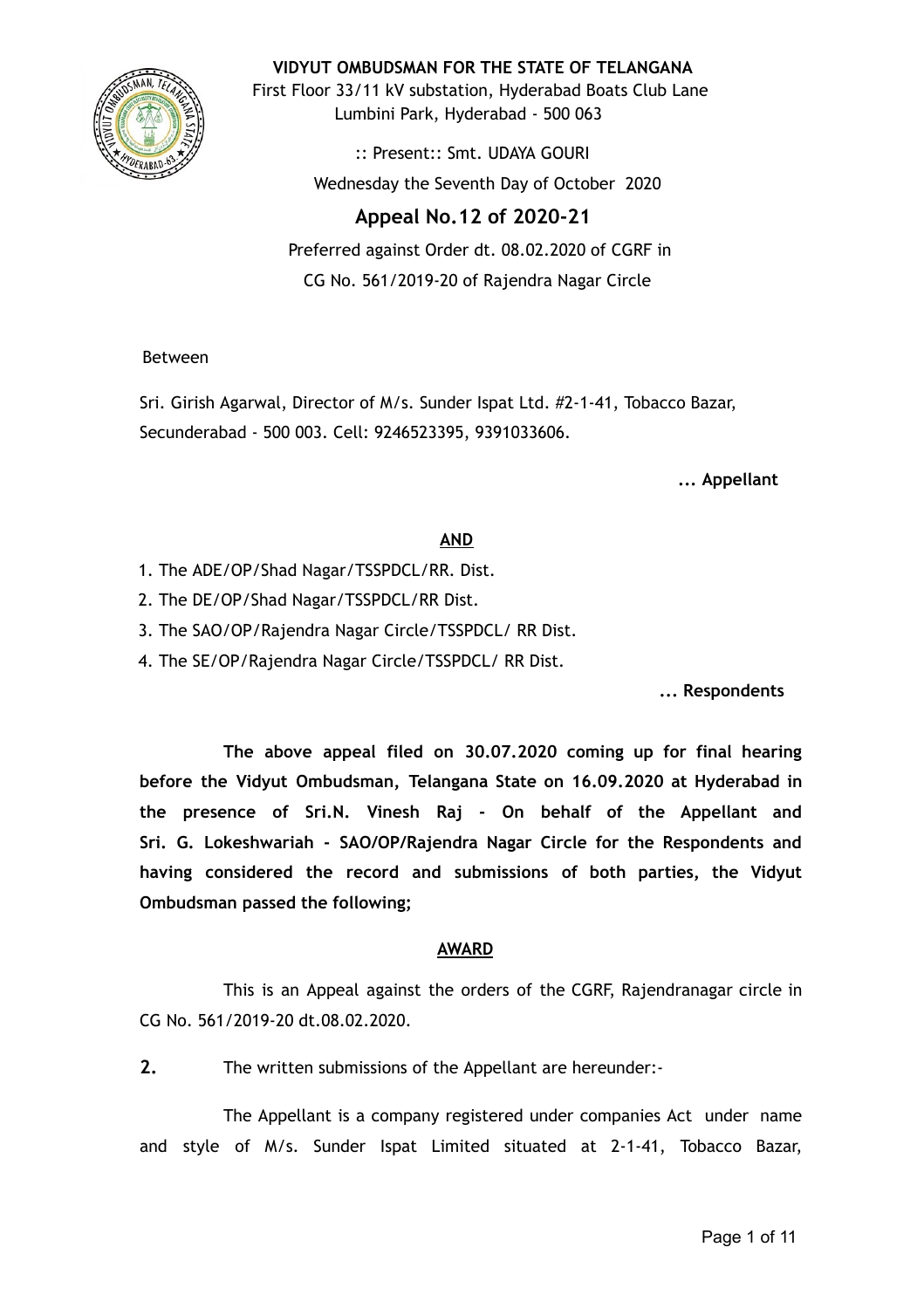**VIDYUT OMBUDSMAN FOR THE STATE OF TELANGANA**

First Floor 33/11 kV substation, Hyderabad Boats Club Lane
Lumbini Park, Hyderabad - 500 063

:: Present:: Smt. UDAYA GOURI

Wednesday the Seventh Day of October 2020

# Appeal No.12 of 2020-21

Preferred against Order dt. 08.02.2020 of CGRF in
CG No. 561/2019-20 of Rajendra Nagar Circle

Between

Sri. Girish Agarwal, Director of M/s. Sunder Ispat Ltd. #2-1-41, Tobacco Bazar, Secunderabad - 500 003. Cell: 9246523395, 9391033606.

**... Appellant**

**AND**

1. The ADE/OP/Shad Nagar/TSSPDCL/RR. Dist.
2. The DE/OP/Shad Nagar/TSSPDCL/RR Dist.
3. The SAO/OP/Rajendra Nagar Circle/TSSPDCL/ RR Dist.
4. The SE/OP/Rajendra Nagar Circle/TSSPDCL/ RR Dist.

**... Respondents**

**The above appeal filed on 30.07.2020 coming up for final hearing before the Vidyut Ombudsman, Telangana State on 16.09.2020 at Hyderabad in the presence of Sri.N. Vinesh Raj - On behalf of the Appellant and Sri. G. Lokeshwariah - SAO/OP/Rajendra Nagar Circle for the Respondents and having considered the record and submissions of both parties, the Vidyut Ombudsman passed the following;**

**AWARD**

This is an Appeal against the orders of the CGRF, Rajendranagar circle in CG No. 561/2019-20 dt.08.02.2020.

**2.** The written submissions of the Appellant are hereunder:-

The Appellant is a company registered under companies Act under name and style of M/s. Sunder Ispat Limited situated at 2-1-41, Tobacco Bazar,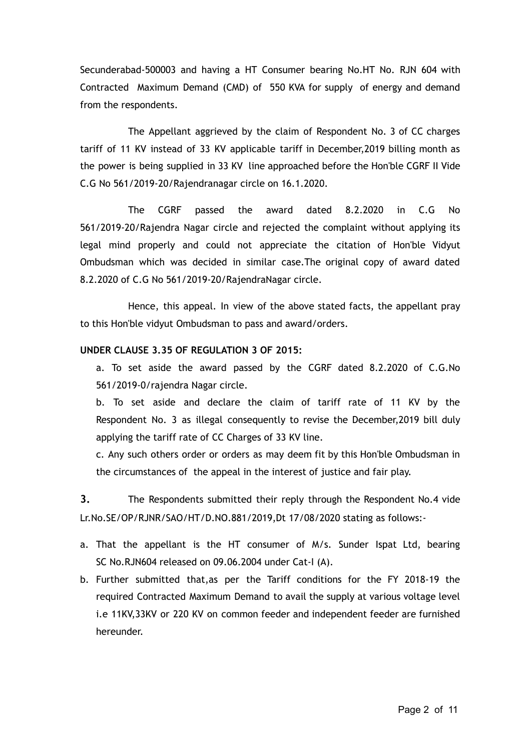Secunderabad-500003 and having a HT Consumer bearing No.HT No. RJN 604 with Contracted Maximum Demand (CMD) of 550 KVA for supply of energy and demand from the respondents.

The Appellant aggrieved by the claim of Respondent No. 3 of CC charges tariff of 11 KV instead of 33 KV applicable tariff in December,2019 billing month as the power is being supplied in 33 KV line approached before the Hon'ble CGRF II Vide C.G No 561/2019-20/Rajendranagar circle on 16.1.2020.

The CGRF passed the award dated 8.2.2020 in C.G No 561/2019-20/Rajendra Nagar circle and rejected the complaint without applying its legal mind properly and could not appreciate the citation of Hon'ble Vidyut Ombudsman which was decided in similar case.The original copy of award dated 8.2.2020 of C.G No 561/2019-20/RajendraNagar circle.

Hence, this appeal. In view of the above stated facts, the appellant pray to this Hon'ble vidyut Ombudsman to pass and award/orders.

**UNDER CLAUSE 3.35 OF REGULATION 3 OF 2015:**

a. To set aside the award passed by the CGRF dated 8.2.2020 of C.G.No 561/2019-0/rajendra Nagar circle.

b. To set aside and declare the claim of tariff rate of 11 KV by the Respondent No. 3 as illegal consequently to revise the December,2019 bill duly applying the tariff rate of CC Charges of 33 KV line.

c. Any such others order or orders as may deem fit by this Hon'ble Ombudsman in the circumstances of the appeal in the interest of justice and fair play.

**3.** The Respondents submitted their reply through the Respondent No.4 vide Lr.No.SE/OP/RJNR/SAO/HT/D.NO.881/2019,Dt 17/08/2020 stating as follows:-

a. That the appellant is the HT consumer of M/s. Sunder Ispat Ltd, bearing SC No.RJN604 released on 09.06.2004 under Cat-I (A).

b. Further submitted that,as per the Tariff conditions for the FY 2018-19 the required Contracted Maximum Demand to avail the supply at various voltage level i.e 11KV,33KV or 220 KV on common feeder and independent feeder are furnished hereunder.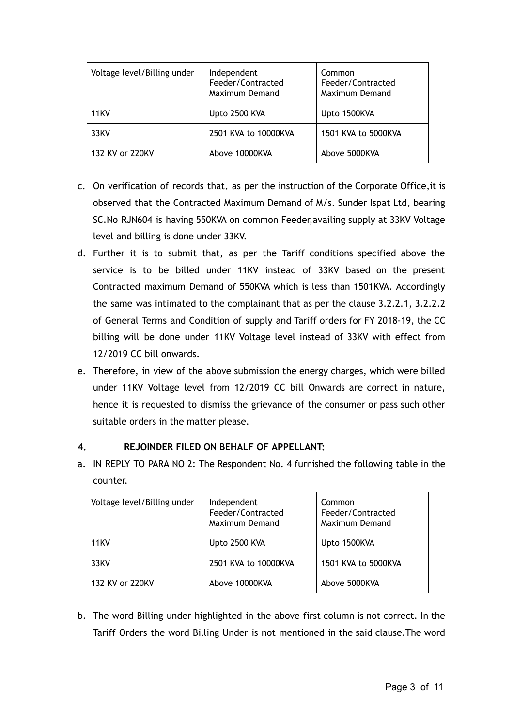| Voltage level/Billing under | Independent Feeder/Contracted Maximum Demand | Common Feeder/Contracted Maximum Demand |
| --- | --- | --- |
| 11KV | Upto 2500 KVA | Upto 1500KVA |
| 33KV | 2501 KVA to 10000KVA | 1501 KVA to 5000KVA |
| 132 KV or 220KV | Above 10000KVA | Above 5000KVA |

c. On verification of records that, as per the instruction of the Corporate Office,it is observed that the Contracted Maximum Demand of M/s. Sunder Ispat Ltd, bearing SC.No RJN604 is having 550KVA on common Feeder,availing supply at 33KV Voltage level and billing is done under 33KV.

d. Further it is to submit that, as per the Tariff conditions specified above the service is to be billed under 11KV instead of 33KV based on the present Contracted maximum Demand of 550KVA which is less than 1501KVA. Accordingly the same was intimated to the complainant that as per the clause 3.2.2.1, 3.2.2.2 of General Terms and Condition of supply and Tariff orders for FY 2018-19, the CC billing will be done under 11KV Voltage level instead of 33KV with effect from 12/2019 CC bill onwards.

e. Therefore, in view of the above submission the energy charges, which were billed under 11KV Voltage level from 12/2019 CC bill Onwards are correct in nature, hence it is requested to dismiss the grievance of the consumer or pass such other suitable orders in the matter please.

## 4. REJOINDER FILED ON BEHALF OF APPELLANT:

a. IN REPLY TO PARA NO 2: The Respondent No. 4 furnished the following table in the counter.

| Voltage level/Billing under | Independent Feeder/Contracted Maximum Demand | Common Feeder/Contracted Maximum Demand |
| --- | --- | --- |
| 11KV | Upto 2500 KVA | Upto 1500KVA |
| 33KV | 2501 KVA to 10000KVA | 1501 KVA to 5000KVA |
| 132 KV or 220KV | Above 10000KVA | Above 5000KVA |

b. The word Billing under highlighted in the above first column is not correct. In the Tariff Orders the word Billing Under is not mentioned in the said clause.The word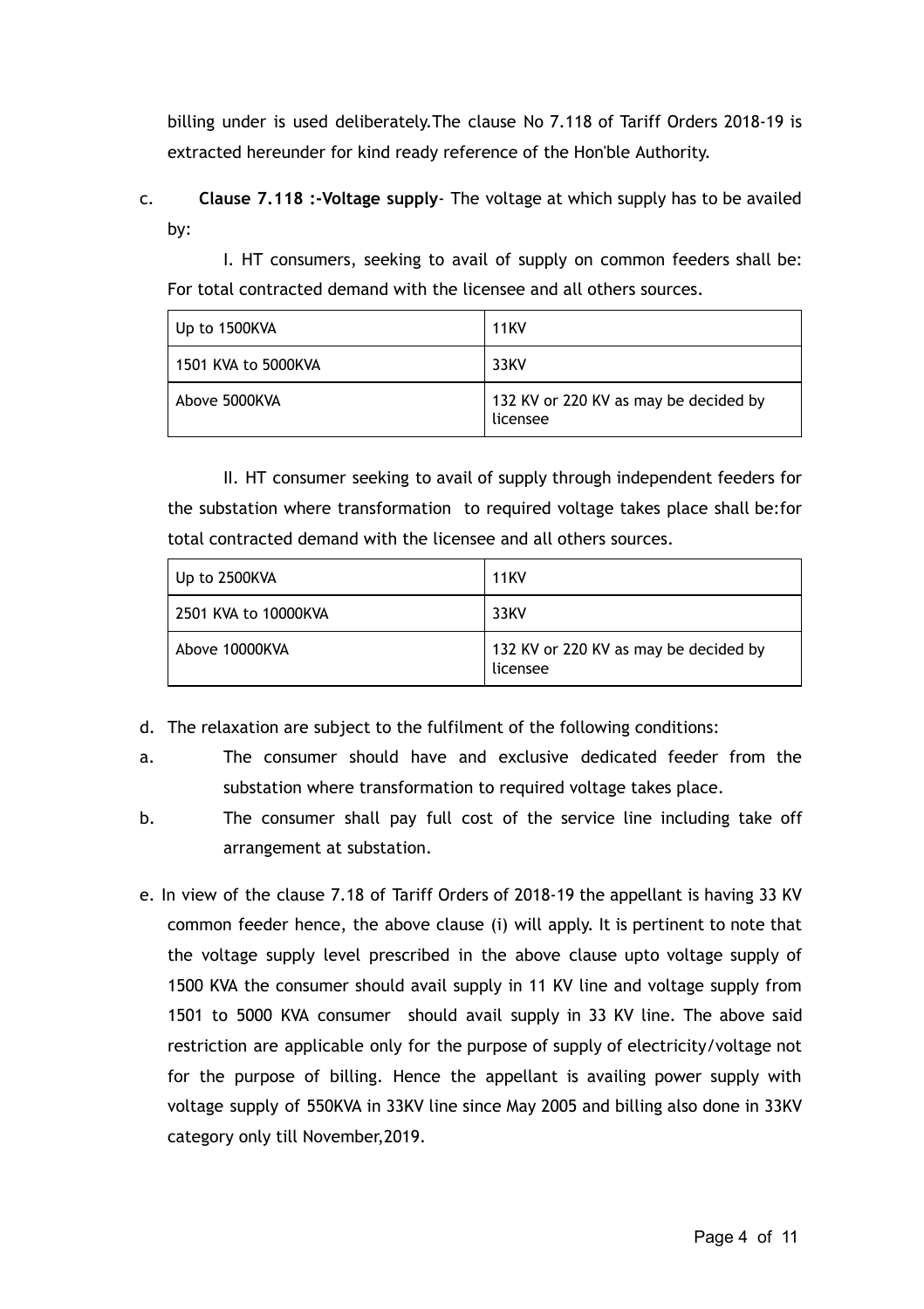billing under is used deliberately.The clause No 7.118 of Tariff Orders 2018-19 is extracted hereunder for kind ready reference of the Hon'ble Authority.

c. **Clause 7.118 :-Voltage supply**- The voltage at which supply has to be availed by:

I. HT consumers, seeking to avail of supply on common feeders shall be: For total contracted demand with the licensee and all others sources.

| Up to 1500KVA | 11KV |
|---|---|
| 1501 KVA to 5000KVA | 33KV |
| Above 5000KVA | 132 KV or 220 KV as may be decided by licensee |

II. HT consumer seeking to avail of supply through independent feeders for the substation where transformation to required voltage takes place shall be:for total contracted demand with the licensee and all others sources.

| Up to 2500KVA | 11KV |
|---|---|
| 2501 KVA to 10000KVA | 33KV |
| Above 10000KVA | 132 KV or 220 KV as may be decided by licensee |

d. The relaxation are subject to the fulfilment of the following conditions:

a. The consumer should have and exclusive dedicated feeder from the substation where transformation to required voltage takes place.

b. The consumer shall pay full cost of the service line including take off arrangement at substation.

e. In view of the clause 7.18 of Tariff Orders of 2018-19 the appellant is having 33 KV common feeder hence, the above clause (i) will apply. It is pertinent to note that the voltage supply level prescribed in the above clause upto voltage supply of 1500 KVA the consumer should avail supply in 11 KV line and voltage supply from 1501 to 5000 KVA consumer should avail supply in 33 KV line. The above said restriction are applicable only for the purpose of supply of electricity/voltage not for the purpose of billing. Hence the appellant is availing power supply with voltage supply of 550KVA in 33KV line since May 2005 and billing also done in 33KV category only till November,2019.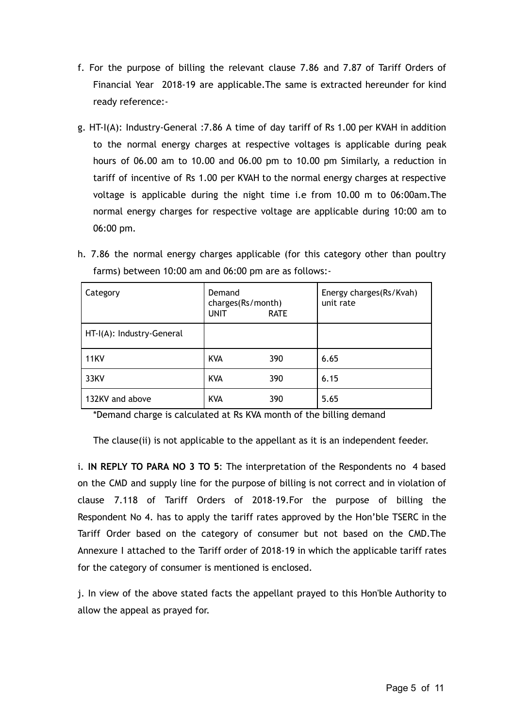f. For the purpose of billing the relevant clause 7.86 and 7.87 of Tariff Orders of Financial Year 2018-19 are applicable.The same is extracted hereunder for kind ready reference:-

g. HT-I(A): Industry-General :7.86 A time of day tariff of Rs 1.00 per KVAH in addition to the normal energy charges at respective voltages is applicable during peak hours of 06.00 am to 10.00 and 06.00 pm to 10.00 pm Similarly, a reduction in tariff of incentive of Rs 1.00 per KVAH to the normal energy charges at respective voltage is applicable during the night time i.e from 10.00 m to 06:00am.The normal energy charges for respective voltage are applicable during 10:00 am to 06:00 pm.

h. 7.86 the normal energy charges applicable (for this category other than poultry farms) between 10:00 am and 06:00 pm are as follows:-

| Category | Demand charges(Rs/month) UNIT | RATE | Energy charges(Rs/Kvah) unit rate |
|---|---|---|---|
| HT-I(A): Industry-General | | | |
| 11KV | KVA | 390 | 6.65 |
| 33KV | KVA | 390 | 6.15 |
| 132KV and above | KVA | 390 | 5.65 |

*Demand charge is calculated at Rs KVA month of the billing demand

The clause(ii) is not applicable to the appellant as it is an independent feeder.

i. **IN REPLY TO PARA NO 3 TO 5**: The interpretation of the Respondents no 4 based on the CMD and supply line for the purpose of billing is not correct and in violation of clause 7.118 of Tariff Orders of 2018-19.For the purpose of billing the Respondent No 4. has to apply the tariff rates approved by the Hon'ble TSERC in the Tariff Order based on the category of consumer but not based on the CMD.The Annexure I attached to the Tariff order of 2018-19 in which the applicable tariff rates for the category of consumer is mentioned is enclosed.

j. In view of the above stated facts the appellant prayed to this Hon'ble Authority to allow the appeal as prayed for.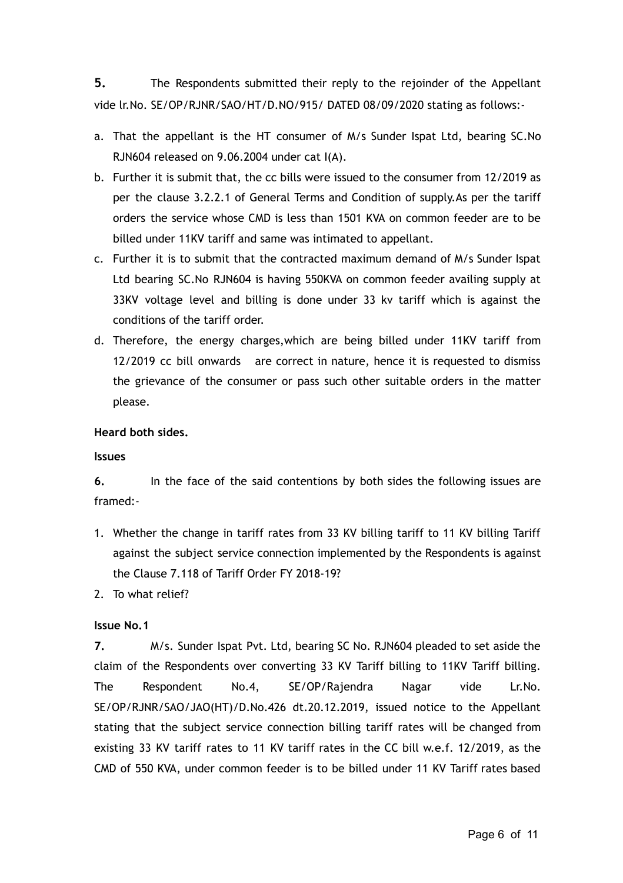**5.** The Respondents submitted their reply to the rejoinder of the Appellant vide lr.No. SE/OP/RJNR/SAO/HT/D.NO/915/ DATED 08/09/2020 stating as follows:-

a. That the appellant is the HT consumer of M/s Sunder Ispat Ltd, bearing SC.No RJN604 released on 9.06.2004 under cat I(A).
b. Further it is submit that, the cc bills were issued to the consumer from 12/2019 as per the clause 3.2.2.1 of General Terms and Condition of supply.As per the tariff orders the service whose CMD is less than 1501 KVA on common feeder are to be billed under 11KV tariff and same was intimated to appellant.
c. Further it is to submit that the contracted maximum demand of M/s Sunder Ispat Ltd bearing SC.No RJN604 is having 550KVA on common feeder availing supply at 33KV voltage level and billing is done under 33 kv tariff which is against the conditions of the tariff order.
d. Therefore, the energy charges,which are being billed under 11KV tariff from 12/2019 cc bill onwards are correct in nature, hence it is requested to dismiss the grievance of the consumer or pass such other suitable orders in the matter please.

**Heard both sides.**

**Issues**

**6.** In the face of the said contentions by both sides the following issues are framed:-

1. Whether the change in tariff rates from 33 KV billing tariff to 11 KV billing Tariff against the subject service connection implemented by the Respondents is against the Clause 7.118 of Tariff Order FY 2018-19?
2. To what relief?

**Issue No.1**

**7.** M/s. Sunder Ispat Pvt. Ltd, bearing SC No. RJN604 pleaded to set aside the claim of the Respondents over converting 33 KV Tariff billing to 11KV Tariff billing. The Respondent No.4, SE/OP/Rajendra Nagar vide Lr.No. SE/OP/RJNR/SAO/JAO(HT)/D.No.426 dt.20.12.2019, issued notice to the Appellant stating that the subject service connection billing tariff rates will be changed from existing 33 KV tariff rates to 11 KV tariff rates in the CC bill w.e.f. 12/2019, as the CMD of 550 KVA, under common feeder is to be billed under 11 KV Tariff rates based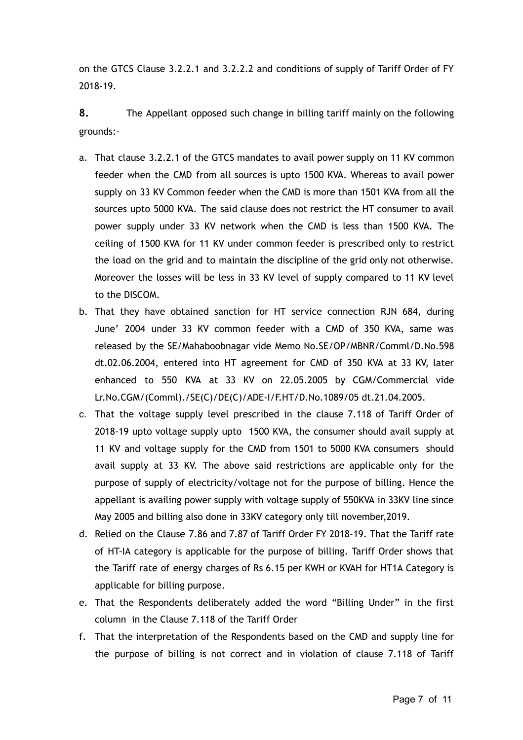on the GTCS Clause 3.2.2.1 and 3.2.2.2 and conditions of supply of Tariff Order of FY 2018-19.

**8.** The Appellant opposed such change in billing tariff mainly on the following grounds:-

a. That clause 3.2.2.1 of the GTCS mandates to avail power supply on 11 KV common feeder when the CMD from all sources is upto 1500 KVA. Whereas to avail power supply on 33 KV Common feeder when the CMD is more than 1501 KVA from all the sources upto 5000 KVA. The said clause does not restrict the HT consumer to avail power supply under 33 KV network when the CMD is less than 1500 KVA. The ceiling of 1500 KVA for 11 KV under common feeder is prescribed only to restrict the load on the grid and to maintain the discipline of the grid only not otherwise. Moreover the losses will be less in 33 KV level of supply compared to 11 KV level to the DISCOM.

b. That they have obtained sanction for HT service connection RJN 684, during June' 2004 under 33 KV common feeder with a CMD of 350 KVA, same was released by the SE/Mahaboobnagar vide Memo No.SE/OP/MBNR/Comml/D.No.598 dt.02.06.2004, entered into HT agreement for CMD of 350 KVA at 33 KV, later enhanced to 550 KVA at 33 KV on 22.05.2005 by CGM/Commercial vide Lr.No.CGM/(Comml)./SE(C)/DE(C)/ADE-I/F.HT/D.No.1089/05 dt.21.04.2005.

c. That the voltage supply level prescribed in the clause 7.118 of Tariff Order of 2018-19 upto voltage supply upto 1500 KVA, the consumer should avail supply at 11 KV and voltage supply for the CMD from 1501 to 5000 KVA consumers should avail supply at 33 KV. The above said restrictions are applicable only for the purpose of supply of electricity/voltage not for the purpose of billing. Hence the appellant is availing power supply with voltage supply of 550KVA in 33KV line since May 2005 and billing also done in 33KV category only till november,2019.

d. Relied on the Clause 7.86 and 7.87 of Tariff Order FY 2018-19. That the Tariff rate of HT-IA category is applicable for the purpose of billing. Tariff Order shows that the Tariff rate of energy charges of Rs 6.15 per KWH or KVAH for HT1A Category is applicable for billing purpose.

e. That the Respondents deliberately added the word "Billing Under" in the first column in the Clause 7.118 of the Tariff Order

f. That the interpretation of the Respondents based on the CMD and supply line for the purpose of billing is not correct and in violation of clause 7.118 of Tariff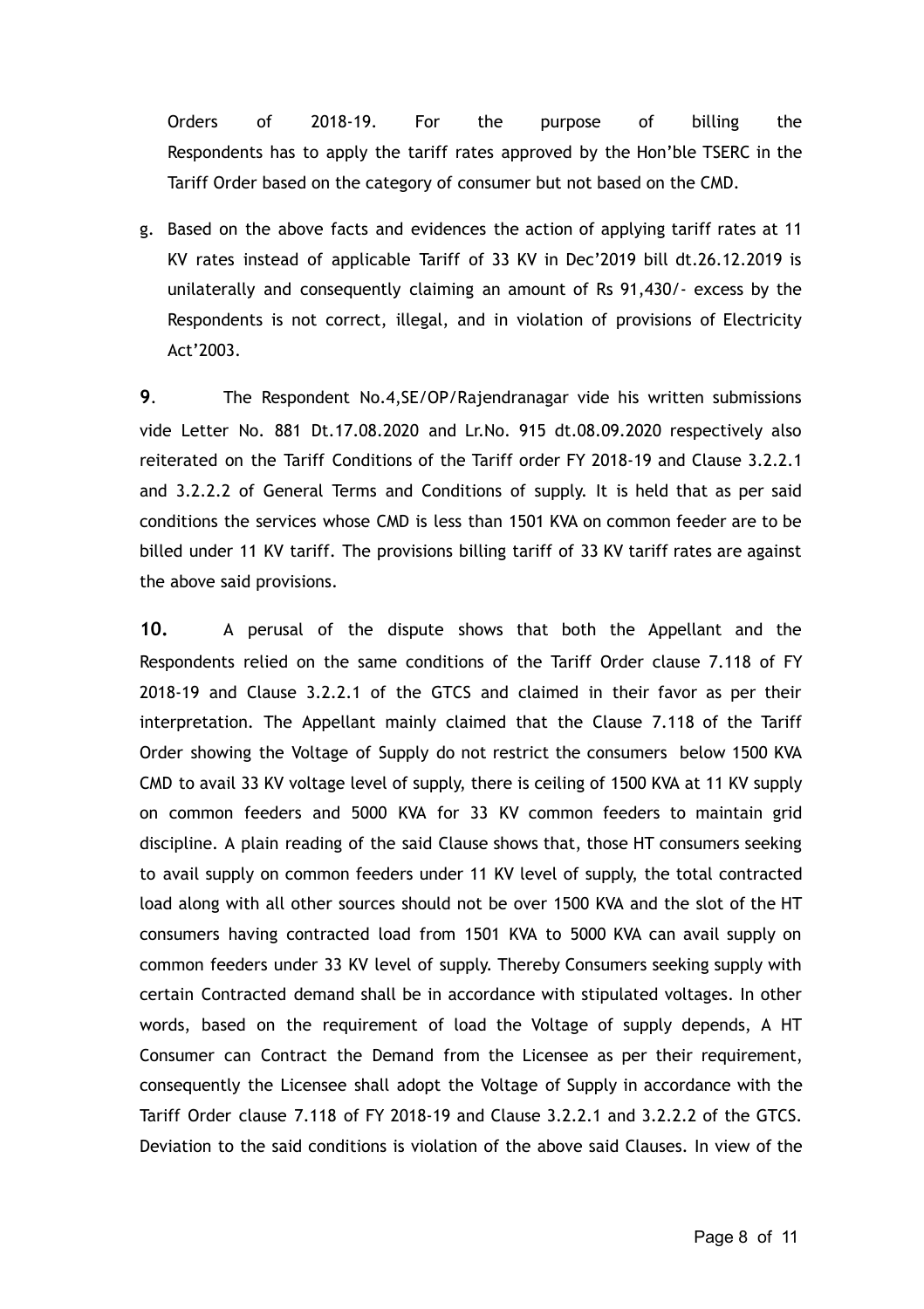Orders of 2018-19. For the purpose of billing the Respondents has to apply the tariff rates approved by the Hon'ble TSERC in the Tariff Order based on the category of consumer but not based on the CMD.

g. Based on the above facts and evidences the action of applying tariff rates at 11 KV rates instead of applicable Tariff of 33 KV in Dec'2019 bill dt.26.12.2019 is unilaterally and consequently claiming an amount of Rs 91,430/- excess by the Respondents is not correct, illegal, and in violation of provisions of Electricity Act'2003.

**9**. The Respondent No.4,SE/OP/Rajendranagar vide his written submissions vide Letter No. 881 Dt.17.08.2020 and Lr.No. 915 dt.08.09.2020 respectively also reiterated on the Tariff Conditions of the Tariff order FY 2018-19 and Clause 3.2.2.1 and 3.2.2.2 of General Terms and Conditions of supply. It is held that as per said conditions the services whose CMD is less than 1501 KVA on common feeder are to be billed under 11 KV tariff. The provisions billing tariff of 33 KV tariff rates are against the above said provisions.

**10.** A perusal of the dispute shows that both the Appellant and the Respondents relied on the same conditions of the Tariff Order clause 7.118 of FY 2018-19 and Clause 3.2.2.1 of the GTCS and claimed in their favor as per their interpretation. The Appellant mainly claimed that the Clause 7.118 of the Tariff Order showing the Voltage of Supply do not restrict the consumers below 1500 KVA CMD to avail 33 KV voltage level of supply, there is ceiling of 1500 KVA at 11 KV supply on common feeders and 5000 KVA for 33 KV common feeders to maintain grid discipline. A plain reading of the said Clause shows that, those HT consumers seeking to avail supply on common feeders under 11 KV level of supply, the total contracted load along with all other sources should not be over 1500 KVA and the slot of the HT consumers having contracted load from 1501 KVA to 5000 KVA can avail supply on common feeders under 33 KV level of supply. Thereby Consumers seeking supply with certain Contracted demand shall be in accordance with stipulated voltages. In other words, based on the requirement of load the Voltage of supply depends, A HT Consumer can Contract the Demand from the Licensee as per their requirement, consequently the Licensee shall adopt the Voltage of Supply in accordance with the Tariff Order clause 7.118 of FY 2018-19 and Clause 3.2.2.1 and 3.2.2.2 of the GTCS. Deviation to the said conditions is violation of the above said Clauses. In view of the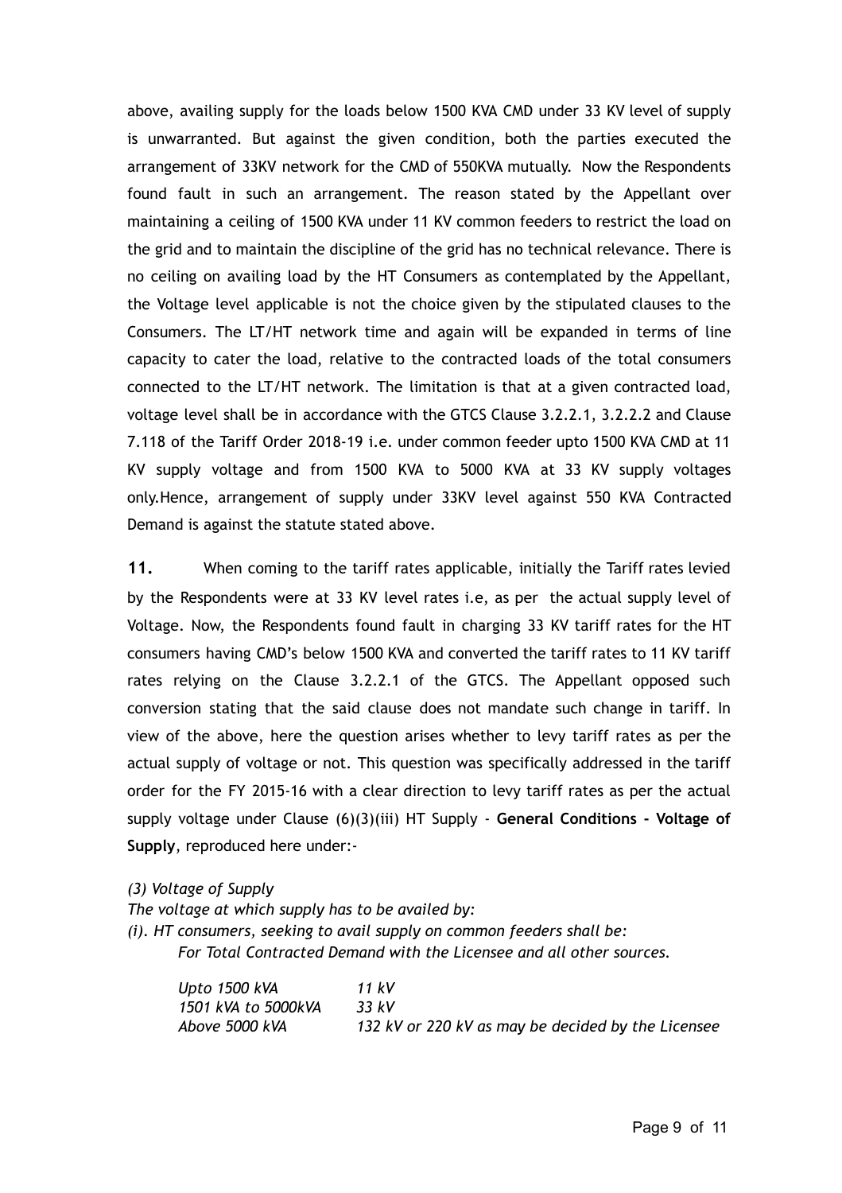above, availing supply for the loads below 1500 KVA CMD under 33 KV level of supply is unwarranted. But against the given condition, both the parties executed the arrangement of 33KV network for the CMD of 550KVA mutually. Now the Respondents found fault in such an arrangement. The reason stated by the Appellant over maintaining a ceiling of 1500 KVA under 11 KV common feeders to restrict the load on the grid and to maintain the discipline of the grid has no technical relevance. There is no ceiling on availing load by the HT Consumers as contemplated by the Appellant, the Voltage level applicable is not the choice given by the stipulated clauses to the Consumers. The LT/HT network time and again will be expanded in terms of line capacity to cater the load, relative to the contracted loads of the total consumers connected to the LT/HT network. The limitation is that at a given contracted load, voltage level shall be in accordance with the GTCS Clause 3.2.2.1, 3.2.2.2 and Clause 7.118 of the Tariff Order 2018-19 i.e. under common feeder upto 1500 KVA CMD at 11 KV supply voltage and from 1500 KVA to 5000 KVA at 33 KV supply voltages only.Hence, arrangement of supply under 33KV level against 550 KVA Contracted Demand is against the statute stated above.

**11.** When coming to the tariff rates applicable, initially the Tariff rates levied by the Respondents were at 33 KV level rates i.e, as per the actual supply level of Voltage. Now, the Respondents found fault in charging 33 KV tariff rates for the HT consumers having CMD's below 1500 KVA and converted the tariff rates to 11 KV tariff rates relying on the Clause 3.2.2.1 of the GTCS. The Appellant opposed such conversion stating that the said clause does not mandate such change in tariff. In view of the above, here the question arises whether to levy tariff rates as per the actual supply of voltage or not. This question was specifically addressed in the tariff order for the FY 2015-16 with a clear direction to levy tariff rates as per the actual supply voltage under Clause (6)(3)(iii) HT Supply - **General Conditions - Voltage of Supply**, reproduced here under:-

*(3) Voltage of Supply*
*The voltage at which supply has to be availed by:*
*(i). HT consumers, seeking to avail supply on common feeders shall be:*
*For Total Contracted Demand with the Licensee and all other sources.*

| | |
|---|---|
| *Upto 1500 kVA* | *11 kV* |
| *1501 kVA to 5000kVA* | *33 kV* |
| *Above 5000 kVA* | *132 kV or 220 kV as may be decided by the Licensee* |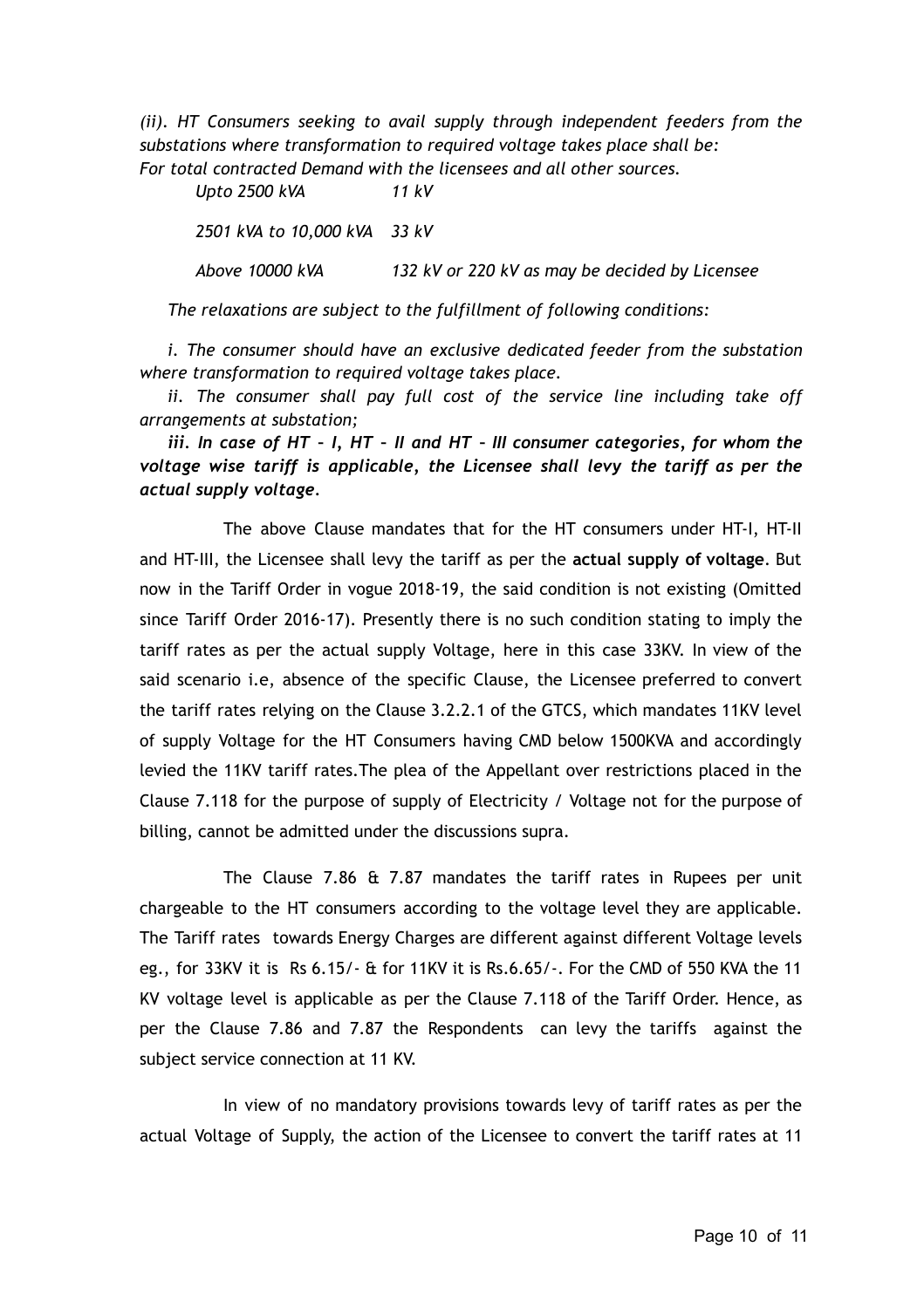*(ii). HT Consumers seeking to avail supply through independent feeders from the substations where transformation to required voltage takes place shall be:*
*For total contracted Demand with the licensees and all other sources.*

| | |
|---|---|
| *Upto 2500 kVA* | *11 kV* |
| *2501 kVA to 10,000 kVA* | *33 kV* |
| *Above 10000 kVA* | *132 kV or 220 kV as may be decided by Licensee* |

*The relaxations are subject to the fulfillment of following conditions:*

*i. The consumer should have an exclusive dedicated feeder from the substation where transformation to required voltage takes place.*

*ii. The consumer shall pay full cost of the service line including take off arrangements at substation;*

***iii. In case of HT – I, HT – II and HT – III consumer categories, for whom the voltage wise tariff is applicable, the Licensee shall levy the tariff as per the actual supply voltage.***

The above Clause mandates that for the HT consumers under HT-I, HT-II and HT-III, the Licensee shall levy the tariff as per the **actual supply of voltage**. But now in the Tariff Order in vogue 2018-19, the said condition is not existing (Omitted since Tariff Order 2016-17). Presently there is no such condition stating to imply the tariff rates as per the actual supply Voltage, here in this case 33KV. In view of the said scenario i.e, absence of the specific Clause, the Licensee preferred to convert the tariff rates relying on the Clause 3.2.2.1 of the GTCS, which mandates 11KV level of supply Voltage for the HT Consumers having CMD below 1500KVA and accordingly levied the 11KV tariff rates.The plea of the Appellant over restrictions placed in the Clause 7.118 for the purpose of supply of Electricity / Voltage not for the purpose of billing, cannot be admitted under the discussions supra.

The Clause 7.86 & 7.87 mandates the tariff rates in Rupees per unit chargeable to the HT consumers according to the voltage level they are applicable. The Tariff rates towards Energy Charges are different against different Voltage levels eg., for 33KV it is Rs 6.15/- & for 11KV it is Rs.6.65/-. For the CMD of 550 KVA the 11 KV voltage level is applicable as per the Clause 7.118 of the Tariff Order. Hence, as per the Clause 7.86 and 7.87 the Respondents can levy the tariffs against the subject service connection at 11 KV.

In view of no mandatory provisions towards levy of tariff rates as per the actual Voltage of Supply, the action of the Licensee to convert the tariff rates at 11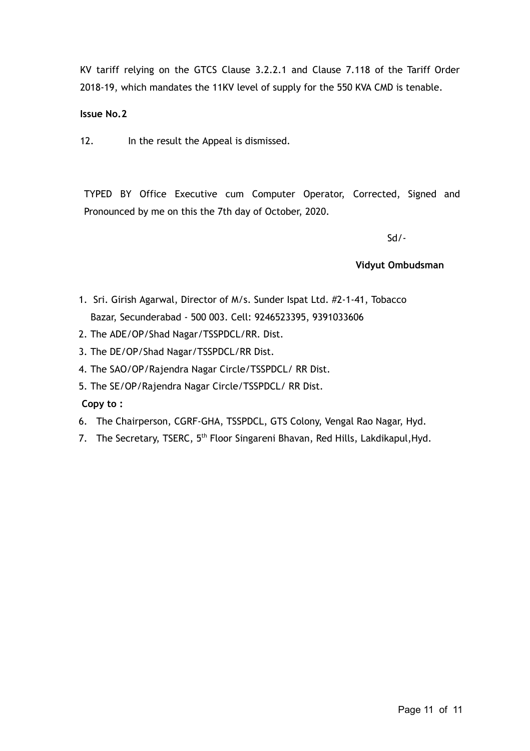KV tariff relying on the GTCS Clause 3.2.2.1 and Clause 7.118 of the Tariff Order 2018-19, which mandates the 11KV level of supply for the 550 KVA CMD is tenable.

**Issue No.2**

12. In the result the Appeal is dismissed.

TYPED BY Office Executive cum Computer Operator, Corrected, Signed and Pronounced by me on this the 7th day of October, 2020.

Sd/-

**Vidyut Ombudsman**

1. Sri. Girish Agarwal, Director of M/s. Sunder Ispat Ltd. #2-1-41, Tobacco Bazar, Secunderabad - 500 003. Cell: 9246523395, 9391033606
2. The ADE/OP/Shad Nagar/TSSPDCL/RR. Dist.
3. The DE/OP/Shad Nagar/TSSPDCL/RR Dist.
4. The SAO/OP/Rajendra Nagar Circle/TSSPDCL/ RR Dist.
5. The SE/OP/Rajendra Nagar Circle/TSSPDCL/ RR Dist.

**Copy to :**

6. The Chairperson, CGRF-GHA, TSSPDCL, GTS Colony, Vengal Rao Nagar, Hyd.
7. The Secretary, TSERC, 5th Floor Singareni Bhavan, Red Hills, Lakdikapul,Hyd.